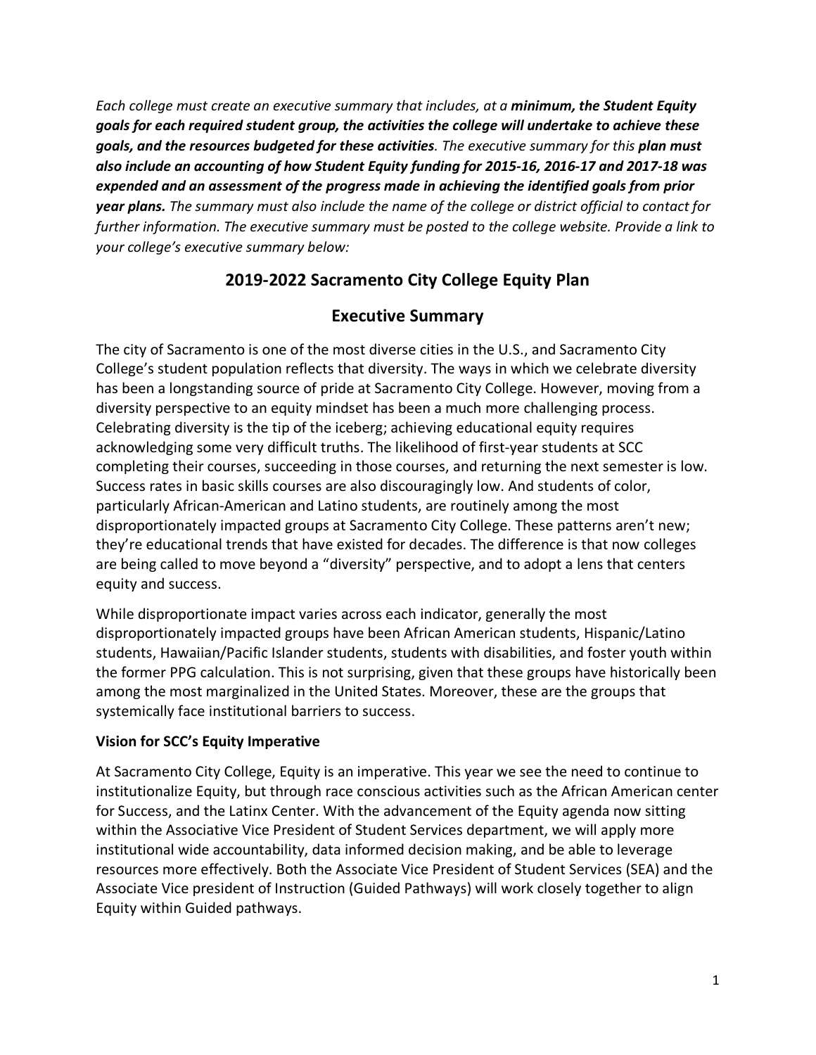*Each college must create an executive summary that includes, at a* ***minimum, the Student Equity goals for each required student group, the activities the college will undertake to achieve these goals, and the resources budgeted for these activities****. The executive summary for this* ***plan must also include an accounting of how Student Equity funding for 2015-16, 2016-17 and 2017-18 was expended and an assessment of the progress made in achieving the identified goals from prior year plans.*** *The summary must also include the name of the college or district official to contact for further information. The executive summary must be posted to the college website. Provide a link to your college's executive summary below:*

# 2019-2022 Sacramento City College Equity Plan

## Executive Summary

The city of Sacramento is one of the most diverse cities in the U.S., and Sacramento City College's student population reflects that diversity. The ways in which we celebrate diversity has been a longstanding source of pride at Sacramento City College. However, moving from a diversity perspective to an equity mindset has been a much more challenging process. Celebrating diversity is the tip of the iceberg; achieving educational equity requires acknowledging some very difficult truths. The likelihood of first-year students at SCC completing their courses, succeeding in those courses, and returning the next semester is low. Success rates in basic skills courses are also discouragingly low. And students of color, particularly African-American and Latino students, are routinely among the most disproportionately impacted groups at Sacramento City College. These patterns aren't new; they're educational trends that have existed for decades. The difference is that now colleges are being called to move beyond a "diversity" perspective, and to adopt a lens that centers equity and success.

While disproportionate impact varies across each indicator, generally the most disproportionately impacted groups have been African American students, Hispanic/Latino students, Hawaiian/Pacific Islander students, students with disabilities, and foster youth within the former PPG calculation. This is not surprising, given that these groups have historically been among the most marginalized in the United States. Moreover, these are the groups that systemically face institutional barriers to success.

### Vision for SCC's Equity Imperative

At Sacramento City College, Equity is an imperative. This year we see the need to continue to institutionalize Equity, but through race conscious activities such as the African American center for Success, and the Latinx Center. With the advancement of the Equity agenda now sitting within the Associative Vice President of Student Services department, we will apply more institutional wide accountability, data informed decision making, and be able to leverage resources more effectively. Both the Associate Vice President of Student Services (SEA) and the Associate Vice president of Instruction (Guided Pathways) will work closely together to align Equity within Guided pathways.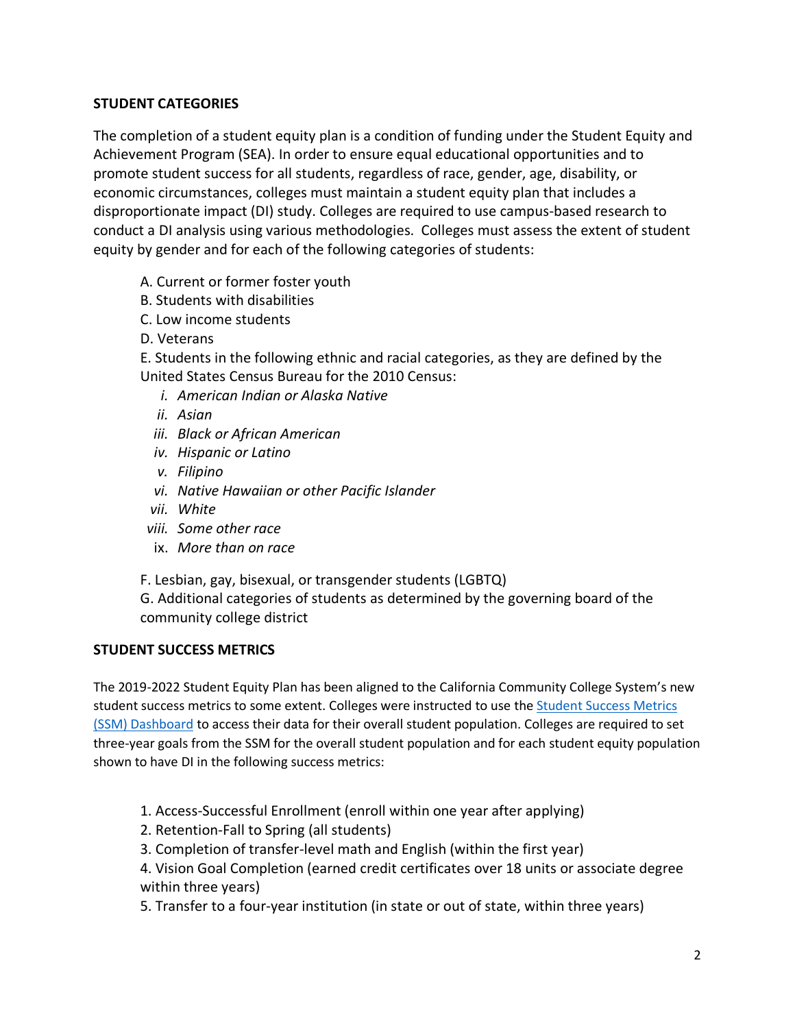## STUDENT CATEGORIES

The completion of a student equity plan is a condition of funding under the Student Equity and Achievement Program (SEA). In order to ensure equal educational opportunities and to promote student success for all students, regardless of race, gender, age, disability, or economic circumstances, colleges must maintain a student equity plan that includes a disproportionate impact (DI) study. Colleges are required to use campus-based research to conduct a DI analysis using various methodologies. Colleges must assess the extent of student equity by gender and for each of the following categories of students:

A. Current or former foster youth
B. Students with disabilities
C. Low income students
D. Veterans
E. Students in the following ethnic and racial categories, as they are defined by the United States Census Bureau for the 2010 Census:

i. *American Indian or Alaska Native*
ii. *Asian*
iii. *Black or African American*
iv. *Hispanic or Latino*
v. *Filipino*
vi. *Native Hawaiian or other Pacific Islander*
vii. *White*
viii. *Some other race*
ix. *More than on race*

F. Lesbian, gay, bisexual, or transgender students (LGBTQ)
G. Additional categories of students as determined by the governing board of the community college district

## STUDENT SUCCESS METRICS

The 2019-2022 Student Equity Plan has been aligned to the California Community College System's new student success metrics to some extent. Colleges were instructed to use the [Student Success Metrics (SSM) Dashboard] to access their data for their overall student population. Colleges are required to set three-year goals from the SSM for the overall student population and for each student equity population shown to have DI in the following success metrics:

1. Access-Successful Enrollment (enroll within one year after applying)
2. Retention-Fall to Spring (all students)
3. Completion of transfer-level math and English (within the first year)
4. Vision Goal Completion (earned credit certificates over 18 units or associate degree within three years)
5. Transfer to a four-year institution (in state or out of state, within three years)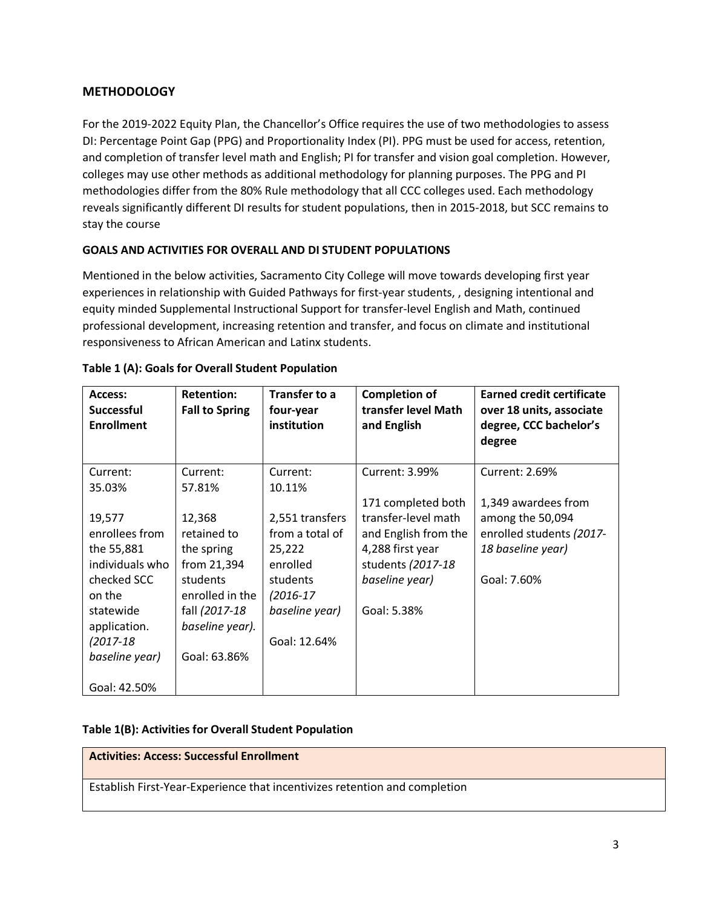## METHODOLOGY

For the 2019-2022 Equity Plan, the Chancellor's Office requires the use of two methodologies to assess DI: Percentage Point Gap (PPG) and Proportionality Index (PI). PPG must be used for access, retention, and completion of transfer level math and English; PI for transfer and vision goal completion. However, colleges may use other methods as additional methodology for planning purposes. The PPG and PI methodologies differ from the 80% Rule methodology that all CCC colleges used. Each methodology reveals significantly different DI results for student populations, then in 2015-2018, but SCC remains to stay the course

### GOALS AND ACTIVITIES FOR OVERALL AND DI STUDENT POPULATIONS

Mentioned in the below activities, Sacramento City College will move towards developing first year experiences in relationship with Guided Pathways for first-year students, , designing intentional and equity minded Supplemental Instructional Support for transfer-level English and Math, continued professional development, increasing retention and transfer, and focus on climate and institutional responsiveness to African American and Latinx students.

**Table 1 (A): Goals for Overall Student Population**

| Access: Successful Enrollment | Retention: Fall to Spring | Transfer to a four-year institution | Completion of transfer level Math and English | Earned credit certificate over 18 units, associate degree, CCC bachelor's degree |
|---|---|---|---|---|
| Current: 35.03%<br><br>19,577 enrollees from the 55,881 individuals who checked SCC on the statewide application. *(2017-18 baseline year)*<br><br>Goal: 42.50% | Current: 57.81%<br><br>12,368 retained to the spring from 21,394 students enrolled in the fall *(2017-18 baseline year).*<br><br>Goal: 63.86% | Current: 10.11%<br><br>2,551 transfers from a total of 25,222 enrolled students *(2016-17 baseline year)*<br><br>Goal: 12.64% | Current: 3.99%<br><br>171 completed both transfer-level math and English from the 4,288 first year students *(2017-18 baseline year)*<br><br>Goal: 5.38% | Current: 2.69%<br><br>1,349 awardees from among the 50,094 enrolled students *(2017-18 baseline year)*<br><br>Goal: 7.60% |

**Table 1(B): Activities for Overall Student Population**

| Activities: Access: Successful Enrollment |
|---|
| Establish First-Year-Experience that incentivizes retention and completion |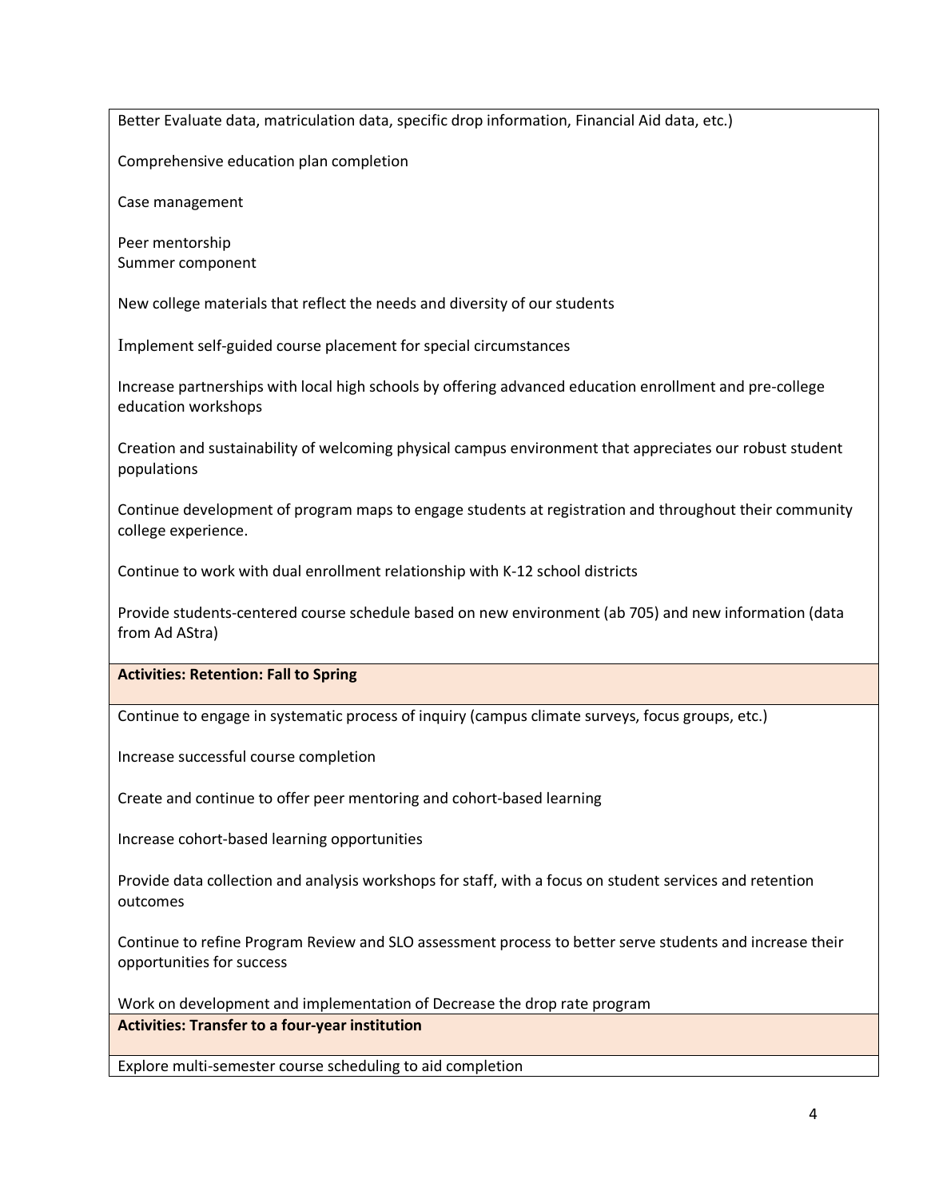Better Evaluate data, matriculation data, specific drop information, Financial Aid data, etc.)

Comprehensive education plan completion

Case management

Peer mentorship
Summer component

New college materials that reflect the needs and diversity of our students

Implement self-guided course placement for special circumstances

Increase partnerships with local high schools by offering advanced education enrollment and pre-college education workshops

Creation and sustainability of welcoming physical campus environment that appreciates our robust student populations

Continue development of program maps to engage students at registration and throughout their community college experience.

Continue to work with dual enrollment relationship with K-12 school districts

Provide students-centered course schedule based on new environment (ab 705) and new information (data from Ad AStra)

**Activities: Retention: Fall to Spring**

Continue to engage in systematic process of inquiry (campus climate surveys, focus groups, etc.)

Increase successful course completion

Create and continue to offer peer mentoring and cohort-based learning

Increase cohort-based learning opportunities

Provide data collection and analysis workshops for staff, with a focus on student services and retention outcomes

Continue to refine Program Review and SLO assessment process to better serve students and increase their opportunities for success

Work on development and implementation of Decrease the drop rate program

**Activities: Transfer to a four-year institution**

Explore multi-semester course scheduling to aid completion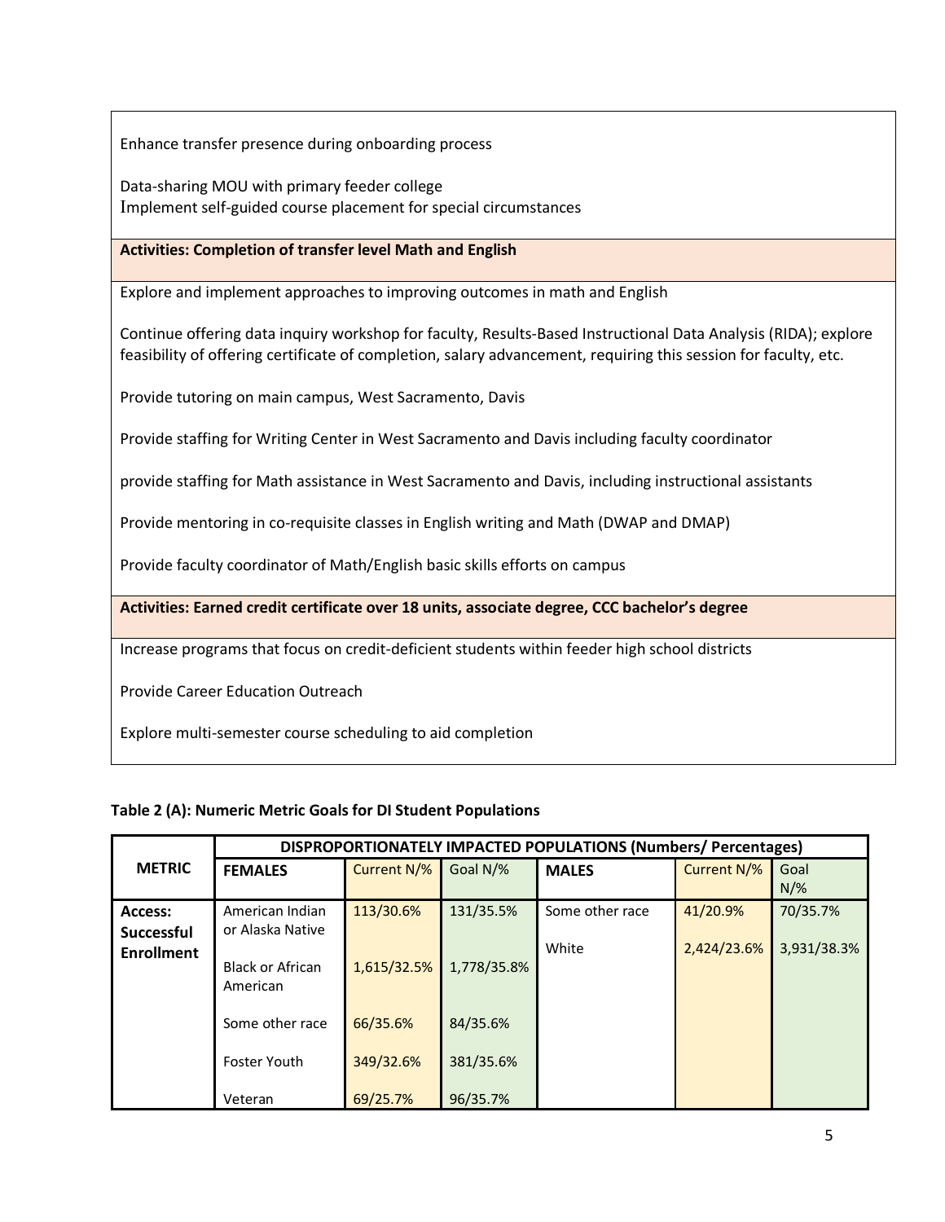Enhance transfer presence during onboarding process

Data-sharing MOU with primary feeder college
Implement self-guided course placement for special circumstances

**Activities: Completion of transfer level Math and English**

Explore and implement approaches to improving outcomes in math and English

Continue offering data inquiry workshop for faculty, Results-Based Instructional Data Analysis (RIDA); explore feasibility of offering certificate of completion, salary advancement, requiring this session for faculty, etc.

Provide tutoring on main campus, West Sacramento, Davis

Provide staffing for Writing Center in West Sacramento and Davis including faculty coordinator

provide staffing for Math assistance in West Sacramento and Davis, including instructional assistants

Provide mentoring in co-requisite classes in English writing and Math (DWAP and DMAP)

Provide faculty coordinator of Math/English basic skills efforts on campus

**Activities: Earned credit certificate over 18 units, associate degree, CCC bachelor's degree**

Increase programs that focus on credit-deficient students within feeder high school districts

Provide Career Education Outreach

Explore multi-semester course scheduling to aid completion

**Table 2 (A): Numeric Metric Goals for DI Student Populations**

| METRIC | DISPROPORTIONATELY IMPACTED POPULATIONS (Numbers/ Percentages) | | | | | |
|---|---|---|---|---|---|---|
| | **FEMALES** | Current N/% | Goal N/% | **MALES** | Current N/% | Goal N/% |
| **Access: Successful Enrollment** | American Indian or Alaska Native | 113/30.6% | 131/35.5% | Some other race | 41/20.9% | 70/35.7% |
| | Black or African American | 1,615/32.5% | 1,778/35.8% | White | 2,424/23.6% | 3,931/38.3% |
| | Some other race | 66/35.6% | 84/35.6% | | | |
| | Foster Youth | 349/32.6% | 381/35.6% | | | |
| | Veteran | 69/25.7% | 96/35.7% | | | |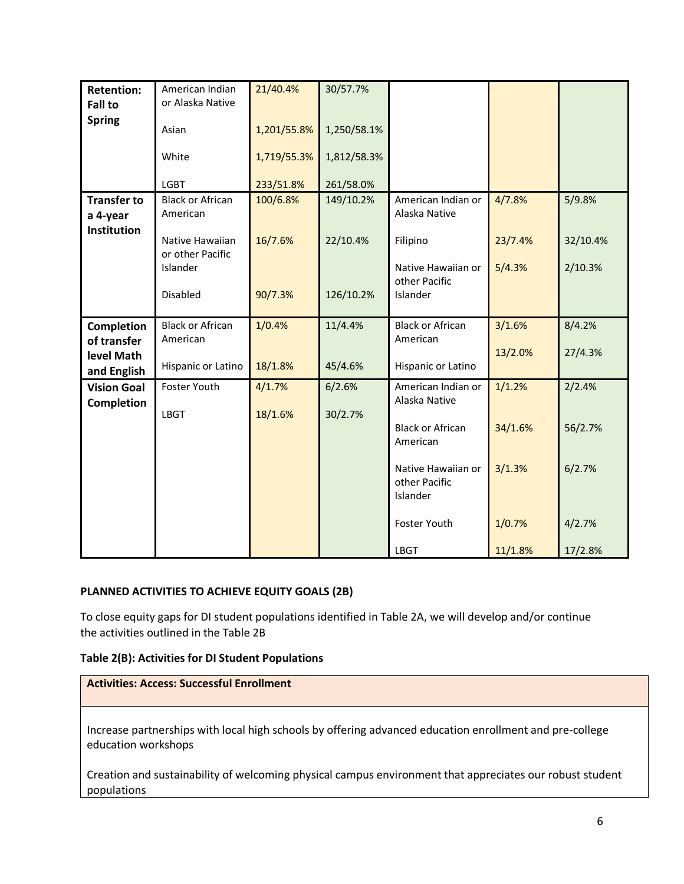| | | | | | | |
|---|---|---|---|---|---|---|
| **Retention: Fall to Spring** | American Indian or Alaska Native | 21/40.4% | 30/57.7% | | | |
| | Asian | 1,201/55.8% | 1,250/58.1% | | | |
| | White | 1,719/55.3% | 1,812/58.3% | | | |
| | LGBT | 233/51.8% | 261/58.0% | | | |
| **Transfer to a 4-year Institution** | Black or African American | 100/6.8% | 149/10.2% | American Indian or Alaska Native | 4/7.8% | 5/9.8% |
| | Native Hawaiian or other Pacific Islander | 16/7.6% | 22/10.4% | Filipino | 23/7.4% | 32/10.4% |
| | | | | Native Hawaiian or other Pacific Islander | 5/4.3% | 2/10.3% |
| | Disabled | 90/7.3% | 126/10.2% | | | |
| **Completion of transfer level Math and English** | Black or African American | 1/0.4% | 11/4.4% | Black or African American | 3/1.6% | 8/4.2% |
| | Hispanic or Latino | 18/1.8% | 45/4.6% | Hispanic or Latino | 13/2.0% | 27/4.3% |
| **Vision Goal Completion** | Foster Youth | 4/1.7% | 6/2.6% | American Indian or Alaska Native | 1/1.2% | 2/2.4% |
| | LBGT | 18/1.6% | 30/2.7% | Black or African American | 34/1.6% | 56/2.7% |
| | | | | Native Hawaiian or other Pacific Islander | 3/1.3% | 6/2.7% |
| | | | | Foster Youth | 1/0.7% | 4/2.7% |
| | | | | LBGT | 11/1.8% | 17/2.8% |

**PLANNED ACTIVITIES TO ACHIEVE EQUITY GOALS (2B)**

To close equity gaps for DI student populations identified in Table 2A, we will develop and/or continue the activities outlined in the Table 2B

**Table 2(B): Activities for DI Student Populations**

| **Activities: Access: Successful Enrollment** |
|---|
| Increase partnerships with local high schools by offering advanced education enrollment and pre-college education workshops<br><br>Creation and sustainability of welcoming physical campus environment that appreciates our robust student populations |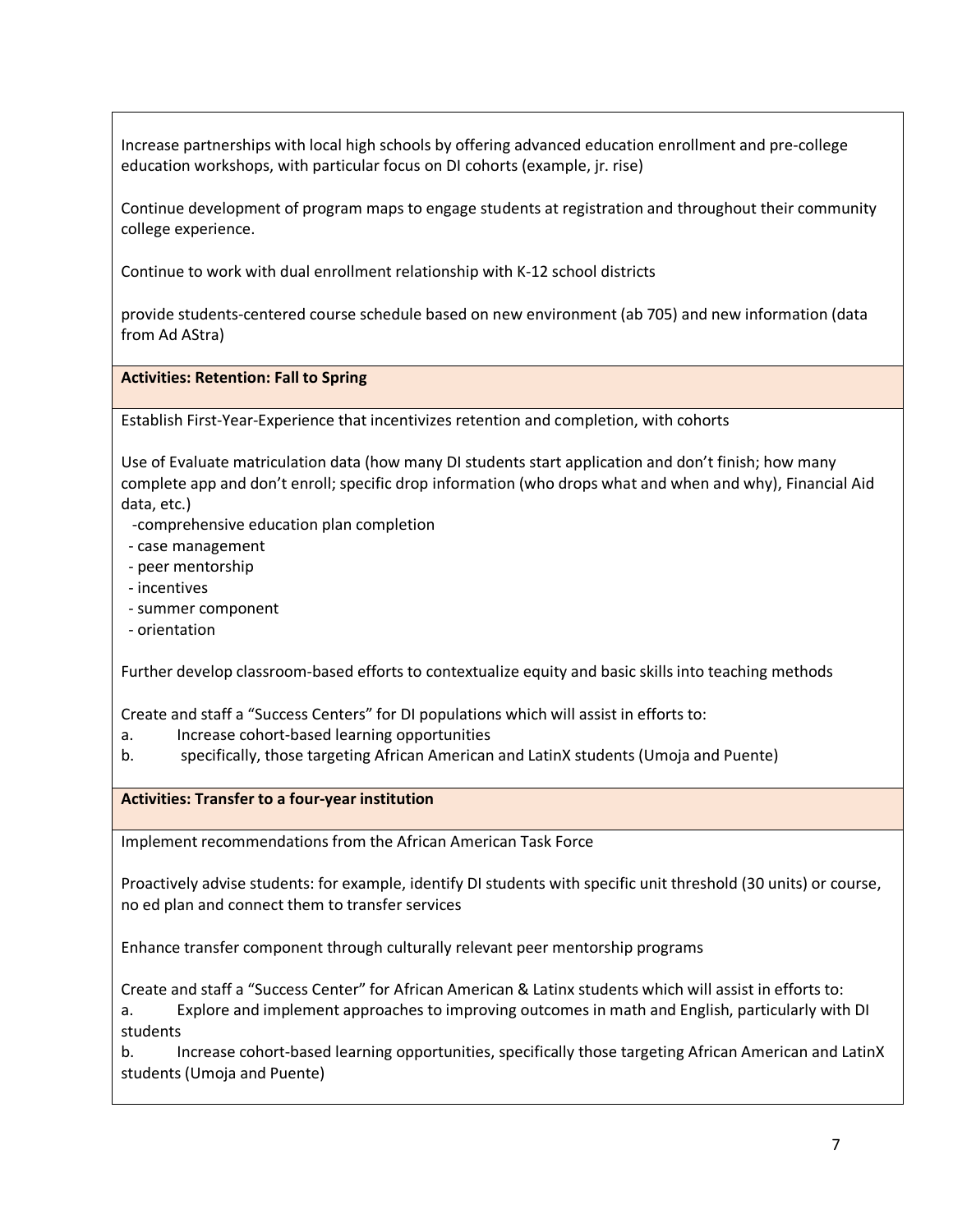Increase partnerships with local high schools by offering advanced education enrollment and pre-college education workshops, with particular focus on DI cohorts (example, jr. rise)

Continue development of program maps to engage students at registration and throughout their community college experience.

Continue to work with dual enrollment relationship with K-12 school districts

provide students-centered course schedule based on new environment (ab 705) and new information (data from Ad AStra)

**Activities: Retention: Fall to Spring**

Establish First-Year-Experience that incentivizes retention and completion, with cohorts

Use of Evaluate matriculation data (how many DI students start application and don't finish; how many complete app and don't enroll; specific drop information (who drops what and when and why), Financial Aid data, etc.)

- comprehensive education plan completion
- case management
- peer mentorship
- incentives
- summer component
- orientation

Further develop classroom-based efforts to contextualize equity and basic skills into teaching methods

Create and staff a "Success Centers" for DI populations which will assist in efforts to:

a. Increase cohort-based learning opportunities
b. specifically, those targeting African American and LatinX students (Umoja and Puente)

**Activities: Transfer to a four-year institution**

Implement recommendations from the African American Task Force

Proactively advise students: for example, identify DI students with specific unit threshold (30 units) or course, no ed plan and connect them to transfer services

Enhance transfer component through culturally relevant peer mentorship programs

Create and staff a "Success Center" for African American & Latinx students which will assist in efforts to:

a. Explore and implement approaches to improving outcomes in math and English, particularly with DI students
b. Increase cohort-based learning opportunities, specifically those targeting African American and LatinX students (Umoja and Puente)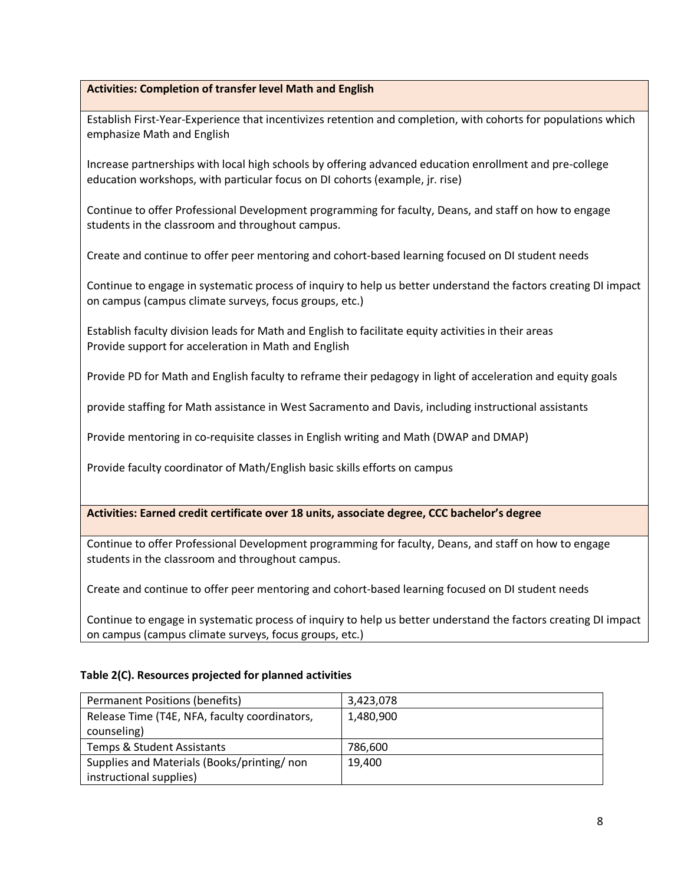**Activities: Completion of transfer level Math and English**

Establish First-Year-Experience that incentivizes retention and completion, with cohorts for populations which emphasize Math and English

Increase partnerships with local high schools by offering advanced education enrollment and pre-college education workshops, with particular focus on DI cohorts (example, jr. rise)

Continue to offer Professional Development programming for faculty, Deans, and staff on how to engage students in the classroom and throughout campus.

Create and continue to offer peer mentoring and cohort-based learning focused on DI student needs

Continue to engage in systematic process of inquiry to help us better understand the factors creating DI impact on campus (campus climate surveys, focus groups, etc.)

Establish faculty division leads for Math and English to facilitate equity activities in their areas
Provide support for acceleration in Math and English

Provide PD for Math and English faculty to reframe their pedagogy in light of acceleration and equity goals

provide staffing for Math assistance in West Sacramento and Davis, including instructional assistants

Provide mentoring in co-requisite classes in English writing and Math (DWAP and DMAP)

Provide faculty coordinator of Math/English basic skills efforts on campus

**Activities: Earned credit certificate over 18 units, associate degree, CCC bachelor's degree**

Continue to offer Professional Development programming for faculty, Deans, and staff on how to engage students in the classroom and throughout campus.

Create and continue to offer peer mentoring and cohort-based learning focused on DI student needs

Continue to engage in systematic process of inquiry to help us better understand the factors creating DI impact on campus (campus climate surveys, focus groups, etc.)

**Table 2(C). Resources projected for planned activities**

| Permanent Positions (benefits) | 3,423,078 |
|---|---|
| Release Time (T4E, NFA, faculty coordinators, counseling) | 1,480,900 |
| Temps & Student Assistants | 786,600 |
| Supplies and Materials (Books/printing/ non instructional supplies) | 19,400 |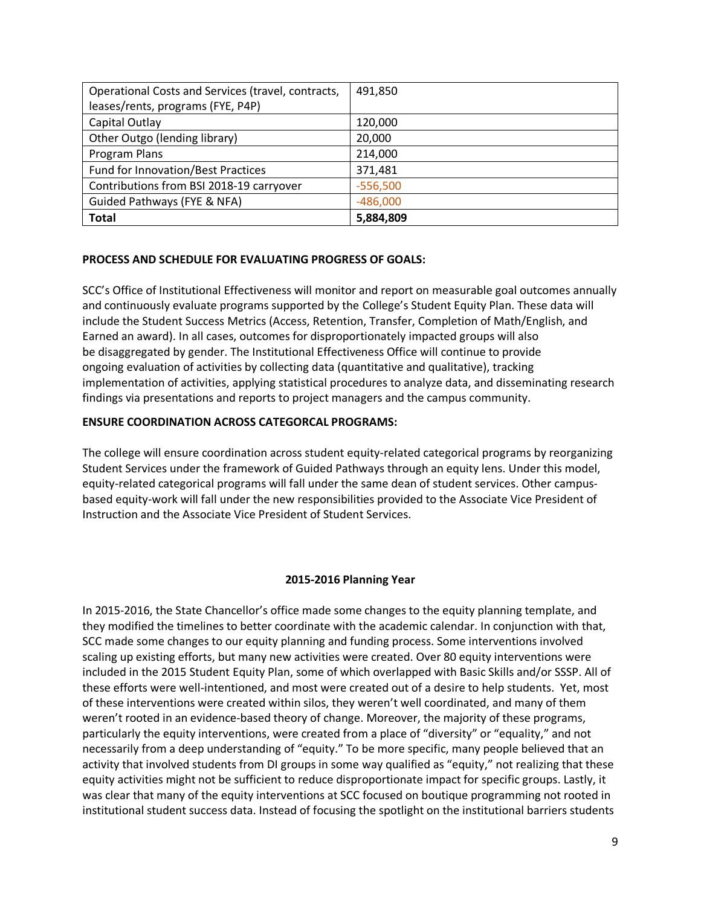| | |
|---|---|
| Operational Costs and Services (travel, contracts, leases/rents, programs (FYE, P4P) | 491,850 |
| Capital Outlay | 120,000 |
| Other Outgo (lending library) | 20,000 |
| Program Plans | 214,000 |
| Fund for Innovation/Best Practices | 371,481 |
| Contributions from BSI 2018-19 carryover | -556,500 |
| Guided Pathways (FYE & NFA) | -486,000 |
| **Total** | **5,884,809** |

**PROCESS AND SCHEDULE FOR EVALUATING PROGRESS OF GOALS:**

SCC's Office of Institutional Effectiveness will monitor and report on measurable goal outcomes annually and continuously evaluate programs supported by the College's Student Equity Plan. These data will include the Student Success Metrics (Access, Retention, Transfer, Completion of Math/English, and Earned an award). In all cases, outcomes for disproportionately impacted groups will also be disaggregated by gender. The Institutional Effectiveness Office will continue to provide ongoing evaluation of activities by collecting data (quantitative and qualitative), tracking implementation of activities, applying statistical procedures to analyze data, and disseminating research findings via presentations and reports to project managers and the campus community.

**ENSURE COORDINATION ACROSS CATEGORCAL PROGRAMS:**

The college will ensure coordination across student equity-related categorical programs by reorganizing Student Services under the framework of Guided Pathways through an equity lens. Under this model, equity-related categorical programs will fall under the same dean of student services. Other campus-based equity-work will fall under the new responsibilities provided to the Associate Vice President of Instruction and the Associate Vice President of Student Services.

**2015-2016 Planning Year**

In 2015-2016, the State Chancellor's office made some changes to the equity planning template, and they modified the timelines to better coordinate with the academic calendar. In conjunction with that, SCC made some changes to our equity planning and funding process. Some interventions involved scaling up existing efforts, but many new activities were created. Over 80 equity interventions were included in the 2015 Student Equity Plan, some of which overlapped with Basic Skills and/or SSSP. All of these efforts were well-intentioned, and most were created out of a desire to help students. Yet, most of these interventions were created within silos, they weren't well coordinated, and many of them weren't rooted in an evidence-based theory of change. Moreover, the majority of these programs, particularly the equity interventions, were created from a place of "diversity" or "equality," and not necessarily from a deep understanding of "equity." To be more specific, many people believed that an activity that involved students from DI groups in some way qualified as "equity," not realizing that these equity activities might not be sufficient to reduce disproportionate impact for specific groups. Lastly, it was clear that many of the equity interventions at SCC focused on boutique programming not rooted in institutional student success data. Instead of focusing the spotlight on the institutional barriers students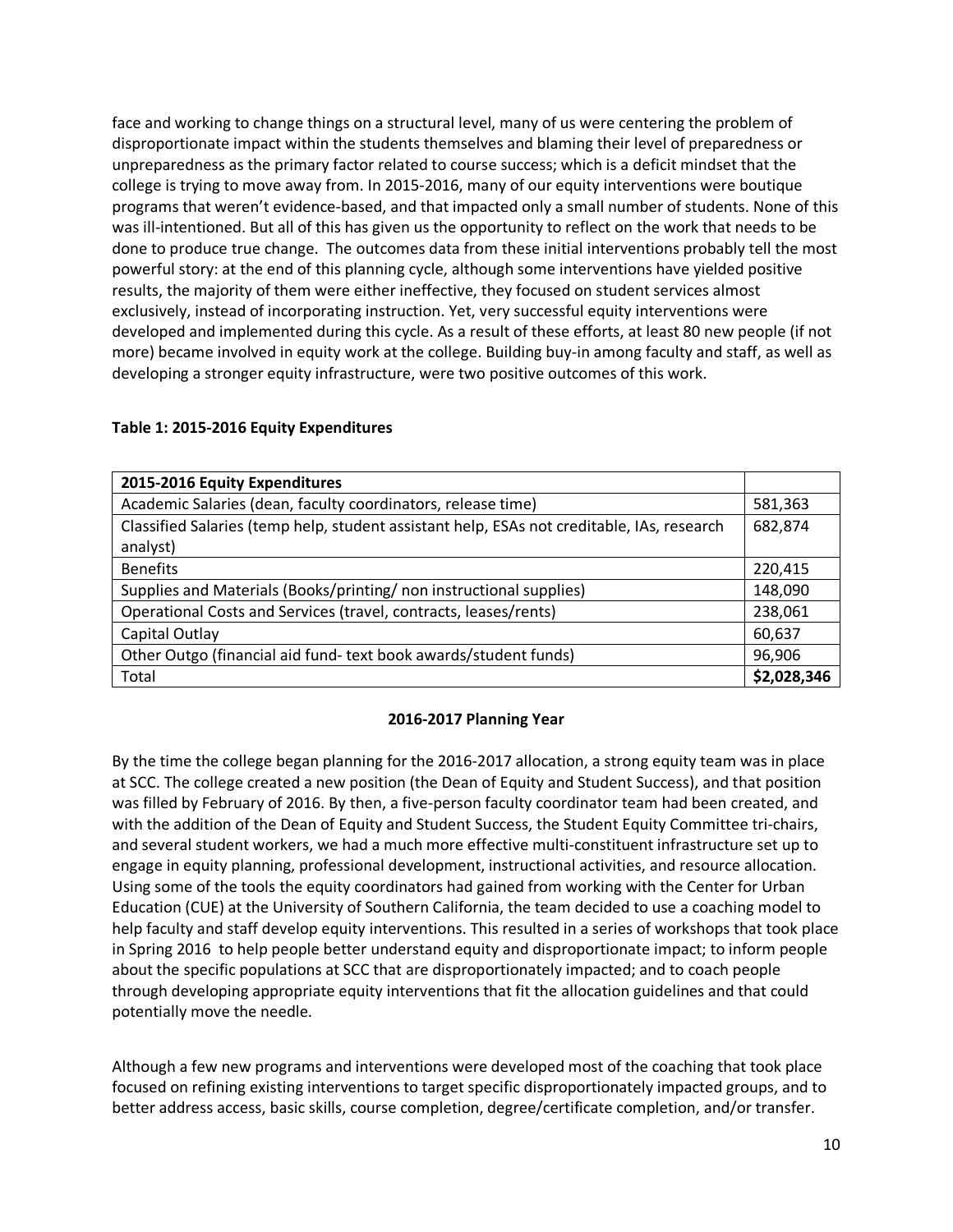face and working to change things on a structural level, many of us were centering the problem of disproportionate impact within the students themselves and blaming their level of preparedness or unpreparedness as the primary factor related to course success; which is a deficit mindset that the college is trying to move away from. In 2015-2016, many of our equity interventions were boutique programs that weren't evidence-based, and that impacted only a small number of students. None of this was ill-intentioned. But all of this has given us the opportunity to reflect on the work that needs to be done to produce true change. The outcomes data from these initial interventions probably tell the most powerful story: at the end of this planning cycle, although some interventions have yielded positive results, the majority of them were either ineffective, they focused on student services almost exclusively, instead of incorporating instruction. Yet, very successful equity interventions were developed and implemented during this cycle. As a result of these efforts, at least 80 new people (if not more) became involved in equity work at the college. Building buy-in among faculty and staff, as well as developing a stronger equity infrastructure, were two positive outcomes of this work.

**Table 1: 2015-2016 Equity Expenditures**

| **2015-2016 Equity Expenditures** | |
|---|---|
| Academic Salaries (dean, faculty coordinators, release time) | 581,363 |
| Classified Salaries (temp help, student assistant help, ESAs not creditable, IAs, research analyst) | 682,874 |
| Benefits | 220,415 |
| Supplies and Materials (Books/printing/ non instructional supplies) | 148,090 |
| Operational Costs and Services (travel, contracts, leases/rents) | 238,061 |
| Capital Outlay | 60,637 |
| Other Outgo (financial aid fund- text book awards/student funds) | 96,906 |
| Total | **$2,028,346** |

**2016-2017 Planning Year**

By the time the college began planning for the 2016-2017 allocation, a strong equity team was in place at SCC. The college created a new position (the Dean of Equity and Student Success), and that position was filled by February of 2016. By then, a five-person faculty coordinator team had been created, and with the addition of the Dean of Equity and Student Success, the Student Equity Committee tri-chairs, and several student workers, we had a much more effective multi-constituent infrastructure set up to engage in equity planning, professional development, instructional activities, and resource allocation. Using some of the tools the equity coordinators had gained from working with the Center for Urban Education (CUE) at the University of Southern California, the team decided to use a coaching model to help faculty and staff develop equity interventions. This resulted in a series of workshops that took place in Spring 2016 to help people better understand equity and disproportionate impact; to inform people about the specific populations at SCC that are disproportionately impacted; and to coach people through developing appropriate equity interventions that fit the allocation guidelines and that could potentially move the needle.

Although a few new programs and interventions were developed most of the coaching that took place focused on refining existing interventions to target specific disproportionately impacted groups, and to better address access, basic skills, course completion, degree/certificate completion, and/or transfer.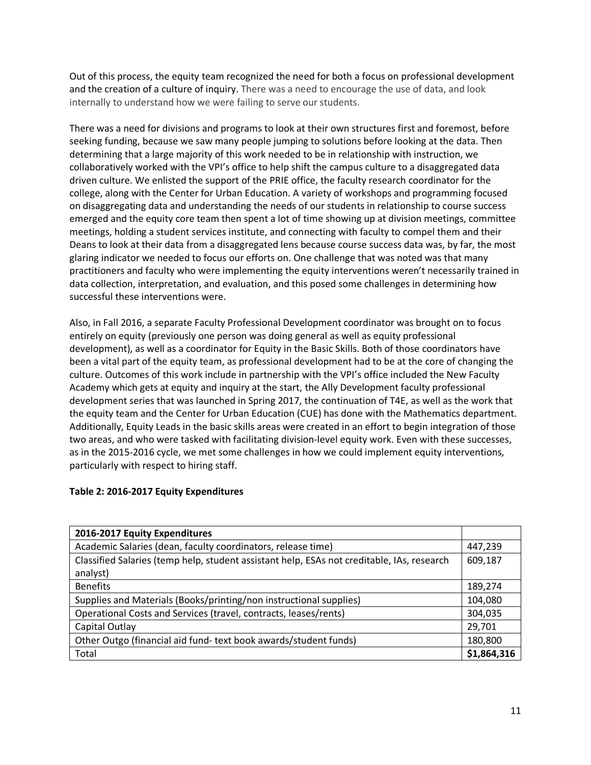Out of this process, the equity team recognized the need for both a focus on professional development and the creation of a culture of inquiry. There was a need to encourage the use of data, and look internally to understand how we were failing to serve our students.

There was a need for divisions and programs to look at their own structures first and foremost, before seeking funding, because we saw many people jumping to solutions before looking at the data. Then determining that a large majority of this work needed to be in relationship with instruction, we collaboratively worked with the VPI's office to help shift the campus culture to a disaggregated data driven culture. We enlisted the support of the PRIE office, the faculty research coordinator for the college, along with the Center for Urban Education. A variety of workshops and programming focused on disaggregating data and understanding the needs of our students in relationship to course success emerged and the equity core team then spent a lot of time showing up at division meetings, committee meetings, holding a student services institute, and connecting with faculty to compel them and their Deans to look at their data from a disaggregated lens because course success data was, by far, the most glaring indicator we needed to focus our efforts on. One challenge that was noted was that many practitioners and faculty who were implementing the equity interventions weren't necessarily trained in data collection, interpretation, and evaluation, and this posed some challenges in determining how successful these interventions were.

Also, in Fall 2016, a separate Faculty Professional Development coordinator was brought on to focus entirely on equity (previously one person was doing general as well as equity professional development), as well as a coordinator for Equity in the Basic Skills. Both of those coordinators have been a vital part of the equity team, as professional development had to be at the core of changing the culture. Outcomes of this work include in partnership with the VPI's office included the New Faculty Academy which gets at equity and inquiry at the start, the Ally Development faculty professional development series that was launched in Spring 2017, the continuation of T4E, as well as the work that the equity team and the Center for Urban Education (CUE) has done with the Mathematics department. Additionally, Equity Leads in the basic skills areas were created in an effort to begin integration of those two areas, and who were tasked with facilitating division-level equity work. Even with these successes, as in the 2015-2016 cycle, we met some challenges in how we could implement equity interventions, particularly with respect to hiring staff.

**Table 2: 2016-2017 Equity Expenditures**

| **2016-2017 Equity Expenditures** | |
|---|---|
| Academic Salaries (dean, faculty coordinators, release time) | 447,239 |
| Classified Salaries (temp help, student assistant help, ESAs not creditable, IAs, research analyst) | 609,187 |
| Benefits | 189,274 |
| Supplies and Materials (Books/printing/non instructional supplies) | 104,080 |
| Operational Costs and Services (travel, contracts, leases/rents) | 304,035 |
| Capital Outlay | 29,701 |
| Other Outgo (financial aid fund- text book awards/student funds) | 180,800 |
| Total | **$1,864,316** |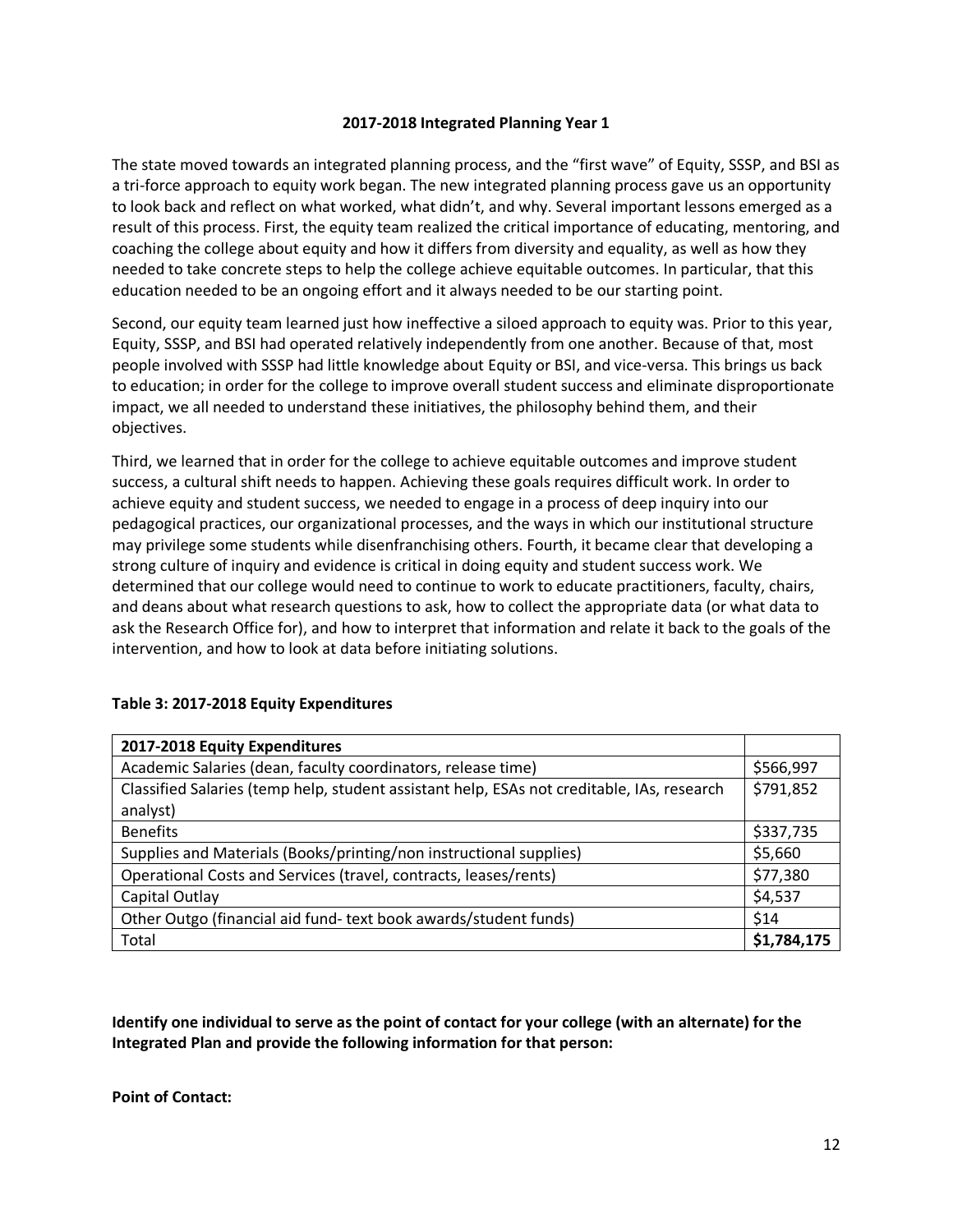## 2017-2018 Integrated Planning Year 1

The state moved towards an integrated planning process, and the "first wave" of Equity, SSSP, and BSI as a tri-force approach to equity work began. The new integrated planning process gave us an opportunity to look back and reflect on what worked, what didn't, and why. Several important lessons emerged as a result of this process. First, the equity team realized the critical importance of educating, mentoring, and coaching the college about equity and how it differs from diversity and equality, as well as how they needed to take concrete steps to help the college achieve equitable outcomes. In particular, that this education needed to be an ongoing effort and it always needed to be our starting point.

Second, our equity team learned just how ineffective a siloed approach to equity was. Prior to this year, Equity, SSSP, and BSI had operated relatively independently from one another. Because of that, most people involved with SSSP had little knowledge about Equity or BSI, and vice-versa. This brings us back to education; in order for the college to improve overall student success and eliminate disproportionate impact, we all needed to understand these initiatives, the philosophy behind them, and their objectives.

Third, we learned that in order for the college to achieve equitable outcomes and improve student success, a cultural shift needs to happen. Achieving these goals requires difficult work. In order to achieve equity and student success, we needed to engage in a process of deep inquiry into our pedagogical practices, our organizational processes, and the ways in which our institutional structure may privilege some students while disenfranchising others. Fourth, it became clear that developing a strong culture of inquiry and evidence is critical in doing equity and student success work. We determined that our college would need to continue to work to educate practitioners, faculty, chairs, and deans about what research questions to ask, how to collect the appropriate data (or what data to ask the Research Office for), and how to interpret that information and relate it back to the goals of the intervention, and how to look at data before initiating solutions.

**Table 3: 2017-2018 Equity Expenditures**

| 2017-2018 Equity Expenditures | |
|---|---|
| Academic Salaries (dean, faculty coordinators, release time) | $566,997 |
| Classified Salaries (temp help, student assistant help, ESAs not creditable, IAs, research analyst) | $791,852 |
| Benefits | $337,735 |
| Supplies and Materials (Books/printing/non instructional supplies) | $5,660 |
| Operational Costs and Services (travel, contracts, leases/rents) | $77,380 |
| Capital Outlay | $4,537 |
| Other Outgo (financial aid fund- text book awards/student funds) | $14 |
| Total | **$1,784,175** |

**Identify one individual to serve as the point of contact for your college (with an alternate) for the Integrated Plan and provide the following information for that person:**

**Point of Contact:**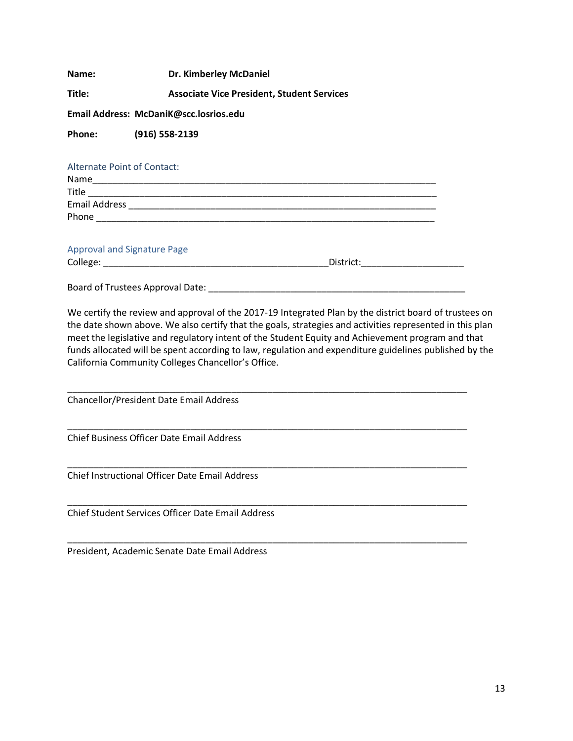**Name:** **Dr. Kimberley McDaniel**

**Title:** **Associate Vice President, Student Services**

**Email Address:** **McDaniK@scc.losrios.edu**

**Phone:** **(916) 558-2139**

### Alternate Point of Contact:

Name_______________________________________________________________________

Title _______________________________________________________________________

Email Address _______________________________________________________________

Phone ______________________________________________________________________

### Approval and Signature Page

College: ____________________________________________District:___________________

Board of Trustees Approval Date: _____________________________________________________

We certify the review and approval of the 2017-19 Integrated Plan by the district board of trustees on the date shown above. We also certify that the goals, strategies and activities represented in this plan meet the legislative and regulatory intent of the Student Equity and Achievement program and that funds allocated will be spent according to law, regulation and expenditure guidelines published by the California Community Colleges Chancellor's Office.

______________________________________________________________________________

Chancellor/President Date Email Address

______________________________________________________________________________

Chief Business Officer Date Email Address

______________________________________________________________________________

Chief Instructional Officer Date Email Address

______________________________________________________________________________

Chief Student Services Officer Date Email Address

______________________________________________________________________________

President, Academic Senate Date Email Address